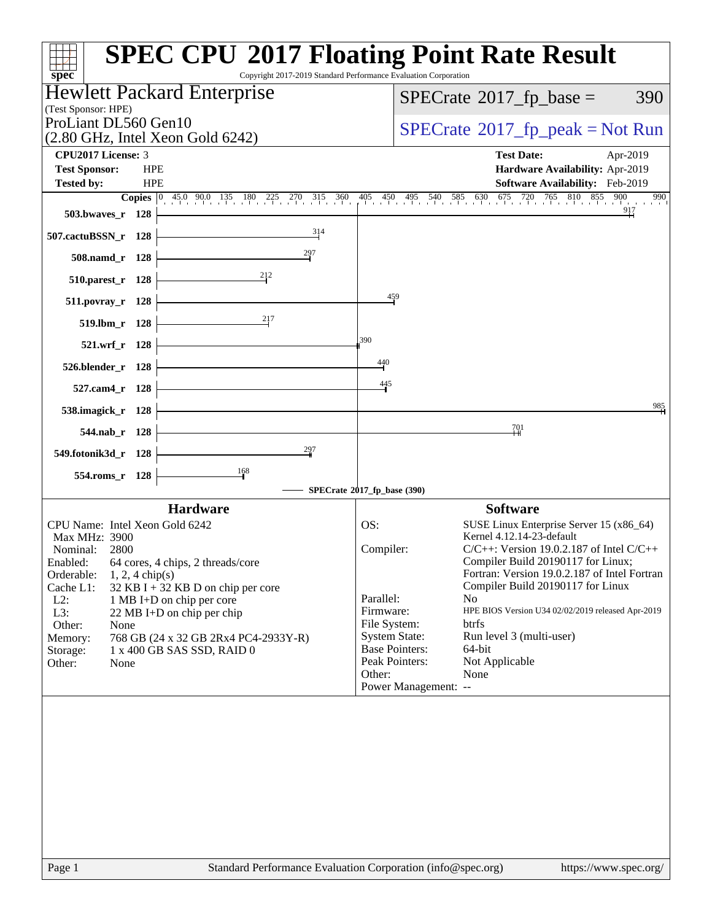# SPEC CPU 2017 Floating Point Rate Result

Copyright 2017-2019 Standard Performance Evaluation Corporation

**Hewlett Packard Enterprise**
(Test Sponsor: HPE)
ProLiant DL560 Gen10
(2.80 GHz, Intel Xeon Gold 6242)

SPECrate 2017_fp_base = 390

SPECrate 2017_fp_peak = Not Run

| | | | |
|---|---|---|---|
| **CPU2017 License:** | 3 | **Test Date:** | Apr-2019 |
| **Test Sponsor:** | HPE | **Hardware Availability:** | Apr-2019 |
| **Tested by:** | HPE | **Software Availability:** | Feb-2019 |

| Benchmark | Copies | SPECrate 2017_fp_base |
|---|---|---|
| 503.bwaves_r | 128 | 917 |
| 507.cactuBSSN_r | 128 | 314 |
| 508.namd_r | 128 | 297 |
| 510.parest_r | 128 | 212 |
| 511.povray_r | 128 | 459 |
| 519.lbm_r | 128 | 217 |
| 521.wrf_r | 128 | 390 |
| 526.blender_r | 128 | 440 |
| 527.cam4_r | 128 | 445 |
| 538.imagick_r | 128 | 985 |
| 544.nab_r | 128 | 701 |
| 549.fotonik3d_r | 128 | 297 |
| 554.roms_r | 128 | 168 |

SPECrate 2017_fp_base (390)

## Hardware

| | |
|---|---|
| CPU Name: | Intel Xeon Gold 6242 |
| Max MHz: | 3900 |
| Nominal: | 2800 |
| Enabled: | 64 cores, 4 chips, 2 threads/core |
| Orderable: | 1, 2, 4 chip(s) |
| Cache L1: | 32 KB I + 32 KB D on chip per core |
| L2: | 1 MB I+D on chip per core |
| L3: | 22 MB I+D on chip per chip |
| Other: | None |
| Memory: | 768 GB (24 x 32 GB 2Rx4 PC4-2933Y-R) |
| Storage: | 1 x 400 GB SAS SSD, RAID 0 |
| Other: | None |

## Software

| | |
|---|---|
| OS: | SUSE Linux Enterprise Server 15 (x86_64) Kernel 4.12.14-23-default |
| Compiler: | C/C++: Version 19.0.2.187 of Intel C/C++ Compiler Build 20190117 for Linux; Fortran: Version 19.0.2.187 of Intel Fortran Compiler Build 20190117 for Linux |
| Parallel: | No |
| Firmware: | HPE BIOS Version U34 02/02/2019 released Apr-2019 |
| File System: | btrfs |
| System State: | Run level 3 (multi-user) |
| Base Pointers: | 64-bit |
| Peak Pointers: | Not Applicable |
| Other: | None |
| Power Management: | -- |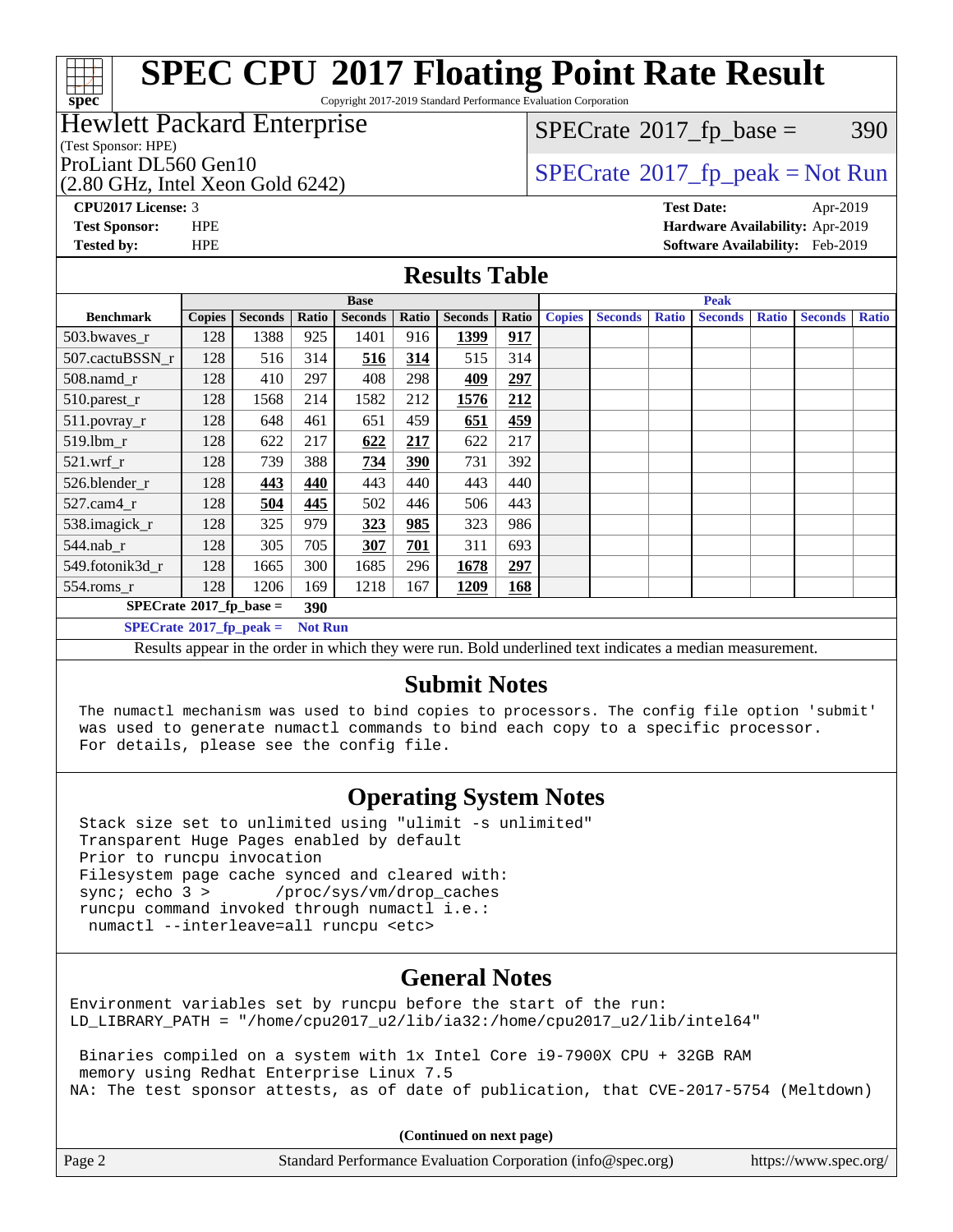# SPEC CPU 2017 Floating Point Rate Result

Copyright 2017-2019 Standard Performance Evaluation Corporation

**Hewlett Packard Enterprise**
(Test Sponsor: HPE)
ProLiant DL560 Gen10
(2.80 GHz, Intel Xeon Gold 6242)

SPECrate 2017_fp_base = 390

SPECrate 2017_fp_peak = Not Run

**CPU2017 License:** 3
**Test Sponsor:** HPE
**Tested by:** HPE

**Test Date:** Apr-2019
**Hardware Availability:** Apr-2019
**Software Availability:** Feb-2019

## Results Table

| Benchmark | Base | | | | | | | Peak | | | | | | |
|---|---|---|---|---|---|---|---|---|---|---|---|---|---|---|
| | Copies | Seconds | Ratio | Seconds | Ratio | Seconds | Ratio | Copies | Seconds | Ratio | Seconds | Ratio | Seconds | Ratio |
| 503.bwaves_r | 128 | 1388 | 925 | 1401 | 916 | **1399** | **917** | | | | | | | |
| 507.cactuBSSN_r | 128 | 516 | 314 | **516** | **314** | 515 | 314 | | | | | | | |
| 508.namd_r | 128 | 410 | 297 | 408 | 298 | **409** | **297** | | | | | | | |
| 510.parest_r | 128 | 1568 | 214 | 1582 | 212 | **1576** | **212** | | | | | | | |
| 511.povray_r | 128 | 648 | 461 | 651 | 459 | **651** | **459** | | | | | | | |
| 519.lbm_r | 128 | 622 | 217 | **622** | **217** | 622 | 217 | | | | | | | |
| 521.wrf_r | 128 | 739 | 388 | **734** | **390** | 731 | 392 | | | | | | | |
| 526.blender_r | 128 | **443** | **440** | 443 | 440 | 443 | 440 | | | | | | | |
| 527.cam4_r | 128 | **504** | **445** | 502 | 446 | 506 | 443 | | | | | | | |
| 538.imagick_r | 128 | 325 | 979 | **323** | **985** | 323 | 986 | | | | | | | |
| 544.nab_r | 128 | 305 | 705 | **307** | **701** | 311 | 693 | | | | | | | |
| 549.fotonik3d_r | 128 | 1665 | 300 | 1685 | 296 | **1678** | **297** | | | | | | | |
| 554.roms_r | 128 | 1206 | 169 | 1218 | 167 | **1209** | **168** | | | | | | | |

**SPECrate 2017_fp_base = 390**

**SPECrate 2017_fp_peak = Not Run**

Results appear in the order in which they were run. Bold underlined text indicates a median measurement.

## Submit Notes

```
The numactl mechanism was used to bind copies to processors. The config file option 'submit'
was used to generate numactl commands to bind each copy to a specific processor.
For details, please see the config file.
```

## Operating System Notes

```
Stack size set to unlimited using "ulimit -s unlimited"
Transparent Huge Pages enabled by default
Prior to runcpu invocation
Filesystem page cache synced and cleared with:
sync; echo 3 >       /proc/sys/vm/drop_caches
runcpu command invoked through numactl i.e.:
 numactl --interleave=all runcpu <etc>
```

## General Notes

```
Environment variables set by runcpu before the start of the run:
LD_LIBRARY_PATH = "/home/cpu2017_u2/lib/ia32:/home/cpu2017_u2/lib/intel64"

 Binaries compiled on a system with 1x Intel Core i9-7900X CPU + 32GB RAM
 memory using Redhat Enterprise Linux 7.5
NA: The test sponsor attests, as of date of publication, that CVE-2017-5754 (Meltdown)
```

**(Continued on next page)**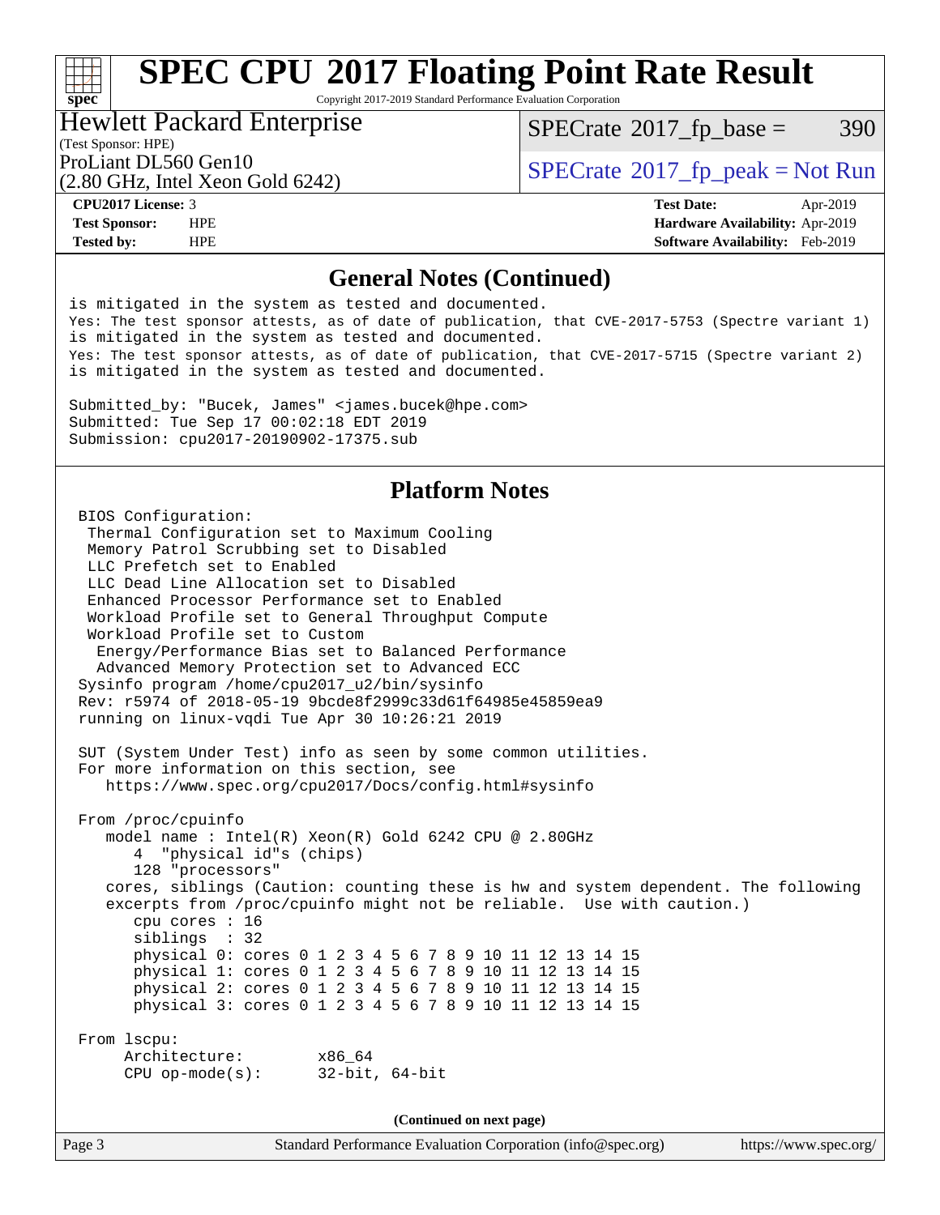## General Notes (Continued)

```
is mitigated in the system as tested and documented.
Yes: The test sponsor attests, as of date of publication, that CVE-2017-5753 (Spectre variant 1)
is mitigated in the system as tested and documented.
Yes: The test sponsor attests, as of date of publication, that CVE-2017-5715 (Spectre variant 2)
is mitigated in the system as tested and documented.

Submitted_by: "Bucek, James" <james.bucek@hpe.com>
Submitted: Tue Sep 17 00:02:18 EDT 2019
Submission: cpu2017-20190902-17375.sub
```

## Platform Notes

```
BIOS Configuration:
 Thermal Configuration set to Maximum Cooling
 Memory Patrol Scrubbing set to Disabled
 LLC Prefetch set to Enabled
 LLC Dead Line Allocation set to Disabled
 Enhanced Processor Performance set to Enabled
 Workload Profile set to General Throughput Compute
 Workload Profile set to Custom
  Energy/Performance Bias set to Balanced Performance
  Advanced Memory Protection set to Advanced ECC
Sysinfo program /home/cpu2017_u2/bin/sysinfo
Rev: r5974 of 2018-05-19 9bcde8f2999c33d61f64985e45859ea9
running on linux-vqdi Tue Apr 30 10:26:21 2019

SUT (System Under Test) info as seen by some common utilities.
For more information on this section, see
   https://www.spec.org/cpu2017/Docs/config.html#sysinfo

From /proc/cpuinfo
   model name : Intel(R) Xeon(R) Gold 6242 CPU @ 2.80GHz
      4  "physical id"s (chips)
      128 "processors"
   cores, siblings (Caution: counting these is hw and system dependent. The following
   excerpts from /proc/cpuinfo might not be reliable.  Use with caution.)
      cpu cores : 16
      siblings  : 32
      physical 0: cores 0 1 2 3 4 5 6 7 8 9 10 11 12 13 14 15
      physical 1: cores 0 1 2 3 4 5 6 7 8 9 10 11 12 13 14 15
      physical 2: cores 0 1 2 3 4 5 6 7 8 9 10 11 12 13 14 15
      physical 3: cores 0 1 2 3 4 5 6 7 8 9 10 11 12 13 14 15

From lscpu:
     Architecture:        x86_64
     CPU op-mode(s):      32-bit, 64-bit
```

**(Continued on next page)**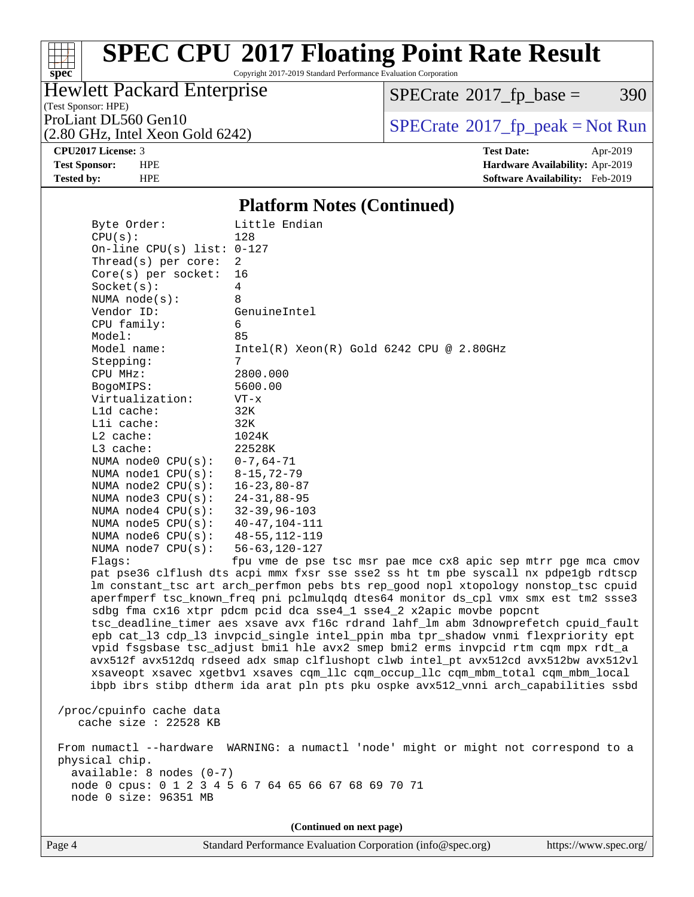## Platform Notes (Continued)

```
Byte Order:          Little Endian
CPU(s):              128
On-line CPU(s) list: 0-127
Thread(s) per core:  2
Core(s) per socket:  16
Socket(s):           4
NUMA node(s):        8
Vendor ID:           GenuineIntel
CPU family:          6
Model:               85
Model name:          Intel(R) Xeon(R) Gold 6242 CPU @ 2.80GHz
Stepping:            7
CPU MHz:             2800.000
BogoMIPS:            5600.00
Virtualization:      VT-x
L1d cache:           32K
L1i cache:           32K
L2 cache:            1024K
L3 cache:            22528K
NUMA node0 CPU(s):   0-7,64-71
NUMA node1 CPU(s):   8-15,72-79
NUMA node2 CPU(s):   16-23,80-87
NUMA node3 CPU(s):   24-31,88-95
NUMA node4 CPU(s):   32-39,96-103
NUMA node5 CPU(s):   40-47,104-111
NUMA node6 CPU(s):   48-55,112-119
NUMA node7 CPU(s):   56-63,120-127
Flags:               fpu vme de pse tsc msr pae mce cx8 apic sep mtrr pge mca cmov
pat pse36 clflush dts acpi mmx fxsr sse sse2 ss ht tm pbe syscall nx pdpe1gb rdtscp
lm constant_tsc art arch_perfmon pebs bts rep_good nopl xtopology nonstop_tsc cpuid
aperfmperf tsc_known_freq pni pclmulqdq dtes64 monitor ds_cpl vmx smx est tm2 ssse3
sdbg fma cx16 xtpr pdcm pcid dca sse4_1 sse4_2 x2apic movbe popcnt
tsc_deadline_timer aes xsave avx f16c rdrand lahf_lm abm 3dnowprefetch cpuid_fault
epb cat_l3 cdp_l3 invpcid_single intel_ppin mba tpr_shadow vnmi flexpriority ept
vpid fsgsbase tsc_adjust bmi1 hle avx2 smep bmi2 erms invpcid rtm cqm mpx rdt_a
avx512f avx512dq rdseed adx smap clflushopt clwb intel_pt avx512cd avx512bw avx512vl
xsaveopt xsavec xgetbv1 xsaves cqm_llc cqm_occup_llc cqm_mbm_total cqm_mbm_local
ibpb ibrs stibp dtherm ida arat pln pts pku ospke avx512_vnni arch_capabilities ssbd

/proc/cpuinfo cache data
   cache size : 22528 KB

From numactl --hardware  WARNING: a numactl 'node' might or might not correspond to a
physical chip.
  available: 8 nodes (0-7)
  node 0 cpus: 0 1 2 3 4 5 6 7 64 65 66 67 68 69 70 71
  node 0 size: 96351 MB
```

(Continued on next page)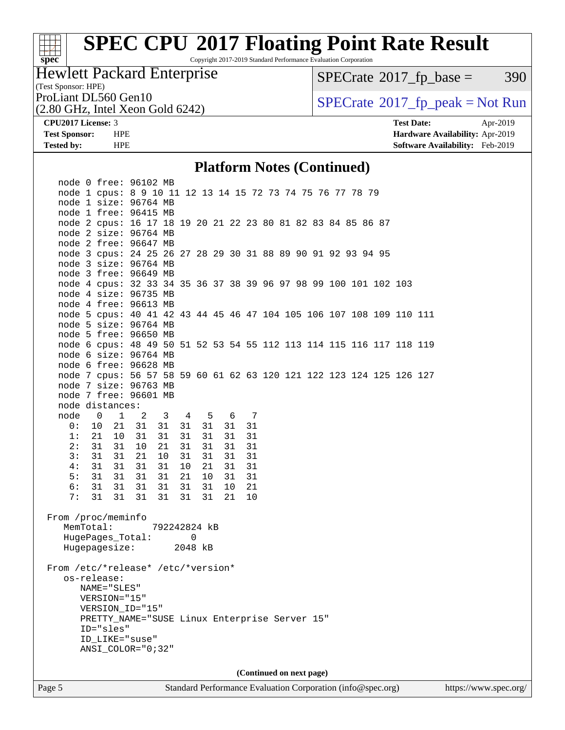# SPEC CPU 2017 Floating Point Rate Result

Copyright 2017-2019 Standard Performance Evaluation Corporation

**Hewlett Packard Enterprise**
(Test Sponsor: HPE)
ProLiant DL560 Gen10
(2.80 GHz, Intel Xeon Gold 6242)

SPECrate 2017_fp_base = 390
SPECrate 2017_fp_peak = Not Run

**CPU2017 License:** 3
**Test Sponsor:** HPE
**Tested by:** HPE

**Test Date:** Apr-2019
**Hardware Availability:** Apr-2019
**Software Availability:** Feb-2019

## Platform Notes (Continued)

```
    node 0 free: 96102 MB
    node 1 cpus: 8 9 10 11 12 13 14 15 72 73 74 75 76 77 78 79
    node 1 size: 96764 MB
    node 1 free: 96415 MB
    node 2 cpus: 16 17 18 19 20 21 22 23 80 81 82 83 84 85 86 87
    node 2 size: 96764 MB
    node 2 free: 96647 MB
    node 3 cpus: 24 25 26 27 28 29 30 31 88 89 90 91 92 93 94 95
    node 3 size: 96764 MB
    node 3 free: 96649 MB
    node 4 cpus: 32 33 34 35 36 37 38 39 96 97 98 99 100 101 102 103
    node 4 size: 96735 MB
    node 4 free: 96613 MB
    node 5 cpus: 40 41 42 43 44 45 46 47 104 105 106 107 108 109 110 111
    node 5 size: 96764 MB
    node 5 free: 96650 MB
    node 6 cpus: 48 49 50 51 52 53 54 55 112 113 114 115 116 117 118 119
    node 6 size: 96764 MB
    node 6 free: 96628 MB
    node 7 cpus: 56 57 58 59 60 61 62 63 120 121 122 123 124 125 126 127
    node 7 size: 96763 MB
    node 7 free: 96601 MB
    node distances:
    node   0   1   2   3   4   5   6   7
      0:  10  21  31  31  31  31  31  31
      1:  21  10  31  31  31  31  31  31
      2:  31  31  10  21  31  31  31  31
      3:  31  31  21  10  31  31  31  31
      4:  31  31  31  31  10  21  31  31
      5:  31  31  31  31  21  10  31  31
      6:  31  31  31  31  31  31  10  21
      7:  31  31  31  31  31  31  21  10

 From /proc/meminfo
    MemTotal:       792242824 kB
    HugePages_Total:       0
    Hugepagesize:       2048 kB

 From /etc/*release* /etc/*version*
    os-release:
       NAME="SLES"
       VERSION="15"
       VERSION_ID="15"
       PRETTY_NAME="SUSE Linux Enterprise Server 15"
       ID="sles"
       ID_LIKE="suse"
       ANSI_COLOR="0;32"
```

**(Continued on next page)**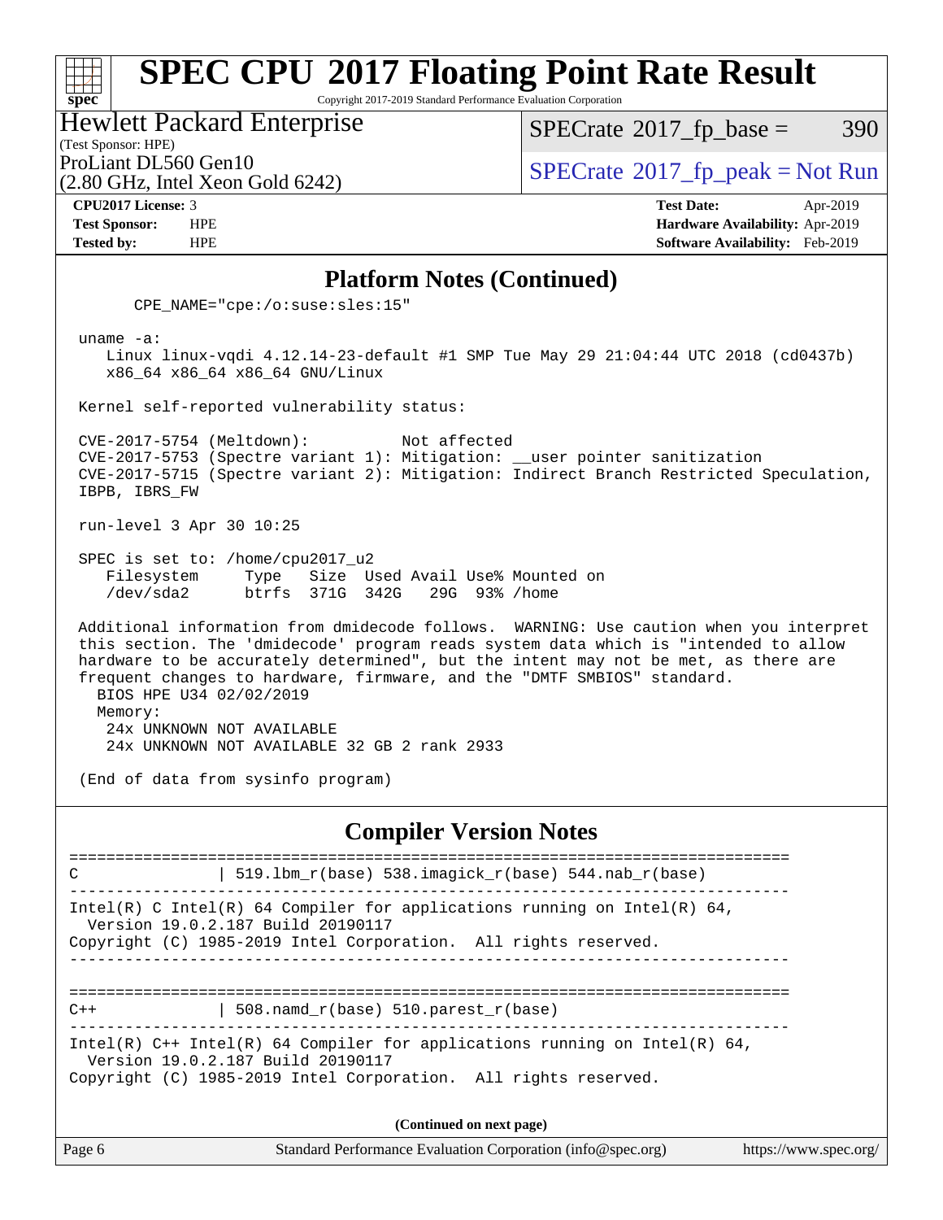## Platform Notes (Continued)

```
      CPE_NAME="cpe:/o:suse:sles:15"

 uname -a:
    Linux linux-vqdi 4.12.14-23-default #1 SMP Tue May 29 21:04:44 UTC 2018 (cd0437b)
    x86_64 x86_64 x86_64 GNU/Linux

 Kernel self-reported vulnerability status:

 CVE-2017-5754 (Meltdown):          Not affected
 CVE-2017-5753 (Spectre variant 1): Mitigation: __user pointer sanitization
 CVE-2017-5715 (Spectre variant 2): Mitigation: Indirect Branch Restricted Speculation,
 IBPB, IBRS_FW

 run-level 3 Apr 30 10:25

 SPEC is set to: /home/cpu2017_u2
    Filesystem     Type   Size  Used Avail Use% Mounted on
    /dev/sda2      btrfs  371G  342G   29G  93% /home

 Additional information from dmidecode follows.  WARNING: Use caution when you interpret
 this section. The 'dmidecode' program reads system data which is "intended to allow
 hardware to be accurately determined", but the intent may not be met, as there are
 frequent changes to hardware, firmware, and the "DMTF SMBIOS" standard.
   BIOS HPE U34 02/02/2019
   Memory:
     24x UNKNOWN NOT AVAILABLE
     24x UNKNOWN NOT AVAILABLE 32 GB 2 rank 2933

 (End of data from sysinfo program)
```

## Compiler Version Notes

```
==============================================================================
C               | 519.lbm_r(base) 538.imagick_r(base) 544.nab_r(base)
------------------------------------------------------------------------------
Intel(R) C Intel(R) 64 Compiler for applications running on Intel(R) 64,
  Version 19.0.2.187 Build 20190117
Copyright (C) 1985-2019 Intel Corporation.  All rights reserved.
------------------------------------------------------------------------------

==============================================================================
C++             | 508.namd_r(base) 510.parest_r(base)
------------------------------------------------------------------------------
Intel(R) C++ Intel(R) 64 Compiler for applications running on Intel(R) 64,
  Version 19.0.2.187 Build 20190117
Copyright (C) 1985-2019 Intel Corporation.  All rights reserved.
```

(Continued on next page)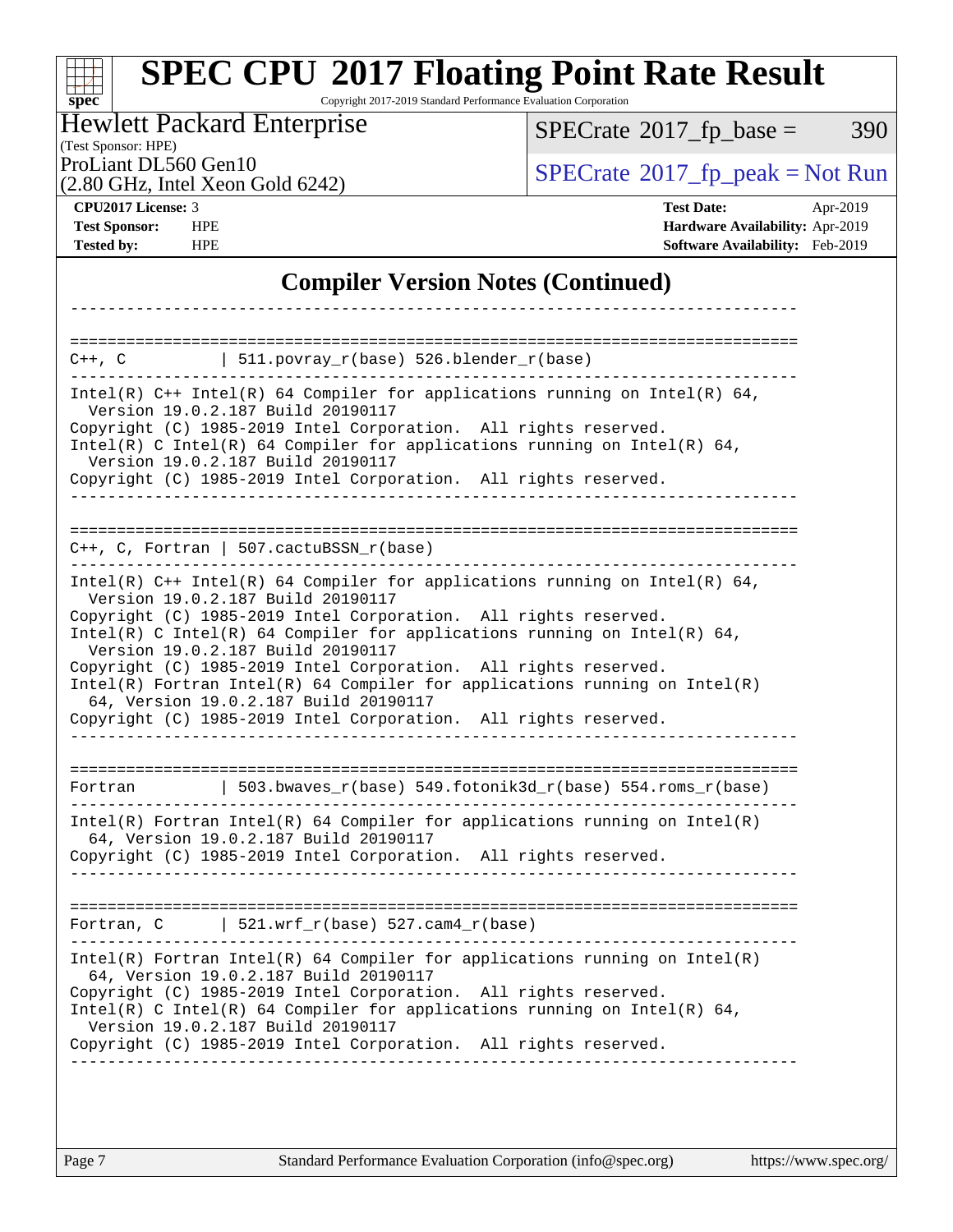# SPEC CPU 2017 Floating Point Rate Result

Copyright 2017-2019 Standard Performance Evaluation Corporation

**Hewlett Packard Enterprise**
(Test Sponsor: HPE)

ProLiant DL560 Gen10
(2.80 GHz, Intel Xeon Gold 6242)

SPECrate 2017_fp_base = 390

SPECrate 2017_fp_peak = Not Run

**CPU2017 License:** 3
**Test Sponsor:** HPE
**Tested by:** HPE

**Test Date:** Apr-2019
**Hardware Availability:** Apr-2019
**Software Availability:** Feb-2019

## Compiler Version Notes (Continued)

```
==============================================================================
C++, C          | 511.povray_r(base) 526.blender_r(base)
------------------------------------------------------------------------------
Intel(R) C++ Intel(R) 64 Compiler for applications running on Intel(R) 64,
  Version 19.0.2.187 Build 20190117
Copyright (C) 1985-2019 Intel Corporation.  All rights reserved.
Intel(R) C Intel(R) 64 Compiler for applications running on Intel(R) 64,
  Version 19.0.2.187 Build 20190117
Copyright (C) 1985-2019 Intel Corporation.  All rights reserved.
------------------------------------------------------------------------------

==============================================================================
C++, C, Fortran | 507.cactuBSSN_r(base)
------------------------------------------------------------------------------
Intel(R) C++ Intel(R) 64 Compiler for applications running on Intel(R) 64,
  Version 19.0.2.187 Build 20190117
Copyright (C) 1985-2019 Intel Corporation.  All rights reserved.
Intel(R) C Intel(R) 64 Compiler for applications running on Intel(R) 64,
  Version 19.0.2.187 Build 20190117
Copyright (C) 1985-2019 Intel Corporation.  All rights reserved.
Intel(R) Fortran Intel(R) 64 Compiler for applications running on Intel(R)
  64, Version 19.0.2.187 Build 20190117
Copyright (C) 1985-2019 Intel Corporation.  All rights reserved.
------------------------------------------------------------------------------

==============================================================================
Fortran         | 503.bwaves_r(base) 549.fotonik3d_r(base) 554.roms_r(base)
------------------------------------------------------------------------------
Intel(R) Fortran Intel(R) 64 Compiler for applications running on Intel(R)
  64, Version 19.0.2.187 Build 20190117
Copyright (C) 1985-2019 Intel Corporation.  All rights reserved.
------------------------------------------------------------------------------

==============================================================================
Fortran, C      | 521.wrf_r(base) 527.cam4_r(base)
------------------------------------------------------------------------------
Intel(R) Fortran Intel(R) 64 Compiler for applications running on Intel(R)
  64, Version 19.0.2.187 Build 20190117
Copyright (C) 1985-2019 Intel Corporation.  All rights reserved.
Intel(R) C Intel(R) 64 Compiler for applications running on Intel(R) 64,
  Version 19.0.2.187 Build 20190117
Copyright (C) 1985-2019 Intel Corporation.  All rights reserved.
------------------------------------------------------------------------------
```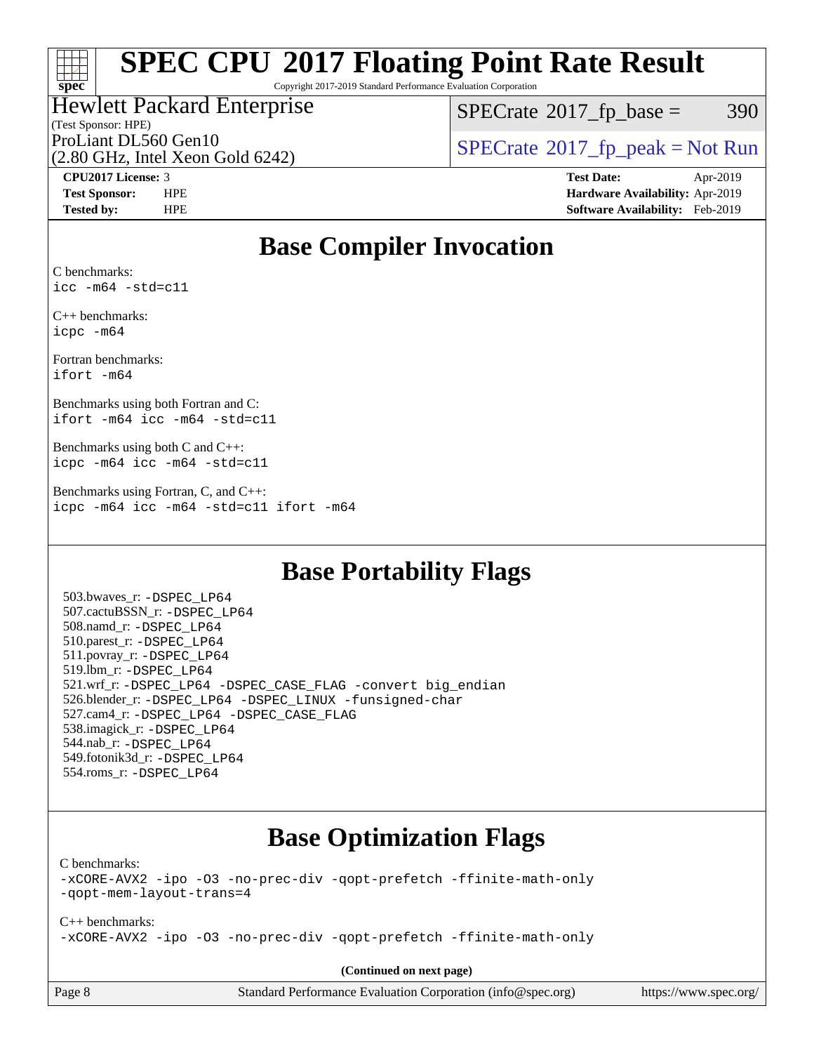# SPEC CPU 2017 Floating Point Rate Result

Copyright 2017-2019 Standard Performance Evaluation Corporation

**Hewlett Packard Enterprise**
(Test Sponsor: HPE)
ProLiant DL560 Gen10
(2.80 GHz, Intel Xeon Gold 6242)

SPECrate 2017_fp_base = 390

SPECrate 2017_fp_peak = Not Run

| | | | |
|---|---|---|---|
| **CPU2017 License:** | 3 | **Test Date:** | Apr-2019 |
| **Test Sponsor:** | HPE | **Hardware Availability:** | Apr-2019 |
| **Tested by:** | HPE | **Software Availability:** | Feb-2019 |

## Base Compiler Invocation

C benchmarks:
```
icc -m64 -std=c11
```

C++ benchmarks:
```
icpc -m64
```

Fortran benchmarks:
```
ifort -m64
```

Benchmarks using both Fortran and C:
```
ifort -m64 icc -m64 -std=c11
```

Benchmarks using both C and C++:
```
icpc -m64 icc -m64 -std=c11
```

Benchmarks using Fortran, C, and C++:
```
icpc -m64 icc -m64 -std=c11 ifort -m64
```

## Base Portability Flags

503.bwaves_r: -DSPEC_LP64
507.cactuBSSN_r: -DSPEC_LP64
508.namd_r: -DSPEC_LP64
510.parest_r: -DSPEC_LP64
511.povray_r: -DSPEC_LP64
519.lbm_r: -DSPEC_LP64
521.wrf_r: -DSPEC_LP64 -DSPEC_CASE_FLAG -convert big_endian
526.blender_r: -DSPEC_LP64 -DSPEC_LINUX -funsigned-char
527.cam4_r: -DSPEC_LP64 -DSPEC_CASE_FLAG
538.imagick_r: -DSPEC_LP64
544.nab_r: -DSPEC_LP64
549.fotonik3d_r: -DSPEC_LP64
554.roms_r: -DSPEC_LP64

## Base Optimization Flags

C benchmarks:
```
-xCORE-AVX2 -ipo -O3 -no-prec-div -qopt-prefetch -ffinite-math-only
-qopt-mem-layout-trans=4
```

C++ benchmarks:
```
-xCORE-AVX2 -ipo -O3 -no-prec-div -qopt-prefetch -ffinite-math-only
```

**(Continued on next page)**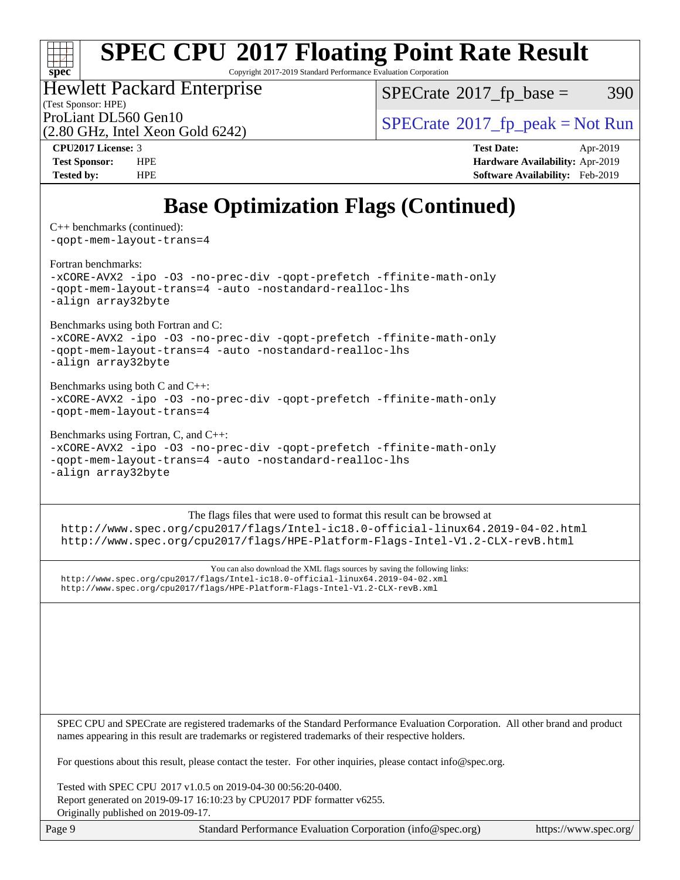# Base Optimization Flags (Continued)

C++ benchmarks (continued):
-qopt-mem-layout-trans=4

Fortran benchmarks:
-xCORE-AVX2 -ipo -O3 -no-prec-div -qopt-prefetch -ffinite-math-only
-qopt-mem-layout-trans=4 -auto -nostandard-realloc-lhs
-align array32byte

Benchmarks using both Fortran and C:
-xCORE-AVX2 -ipo -O3 -no-prec-div -qopt-prefetch -ffinite-math-only
-qopt-mem-layout-trans=4 -auto -nostandard-realloc-lhs
-align array32byte

Benchmarks using both C and C++:
-xCORE-AVX2 -ipo -O3 -no-prec-div -qopt-prefetch -ffinite-math-only
-qopt-mem-layout-trans=4

Benchmarks using Fortran, C, and C++:
-xCORE-AVX2 -ipo -O3 -no-prec-div -qopt-prefetch -ffinite-math-only
-qopt-mem-layout-trans=4 -auto -nostandard-realloc-lhs
-align array32byte

The flags files that were used to format this result can be browsed at
http://www.spec.org/cpu2017/flags/Intel-ic18.0-official-linux64.2019-04-02.html
http://www.spec.org/cpu2017/flags/HPE-Platform-Flags-Intel-V1.2-CLX-revB.html

You can also download the XML flags sources by saving the following links:
http://www.spec.org/cpu2017/flags/Intel-ic18.0-official-linux64.2019-04-02.xml
http://www.spec.org/cpu2017/flags/HPE-Platform-Flags-Intel-V1.2-CLX-revB.xml

SPEC CPU and SPECrate are registered trademarks of the Standard Performance Evaluation Corporation. All other brand and product names appearing in this result are trademarks or registered trademarks of their respective holders.

For questions about this result, please contact the tester. For other inquiries, please contact info@spec.org.

Tested with SPEC CPU 2017 v1.0.5 on 2019-04-30 00:56:20-0400.
Report generated on 2019-09-17 16:10:23 by CPU2017 PDF formatter v6255.
Originally published on 2019-09-17.